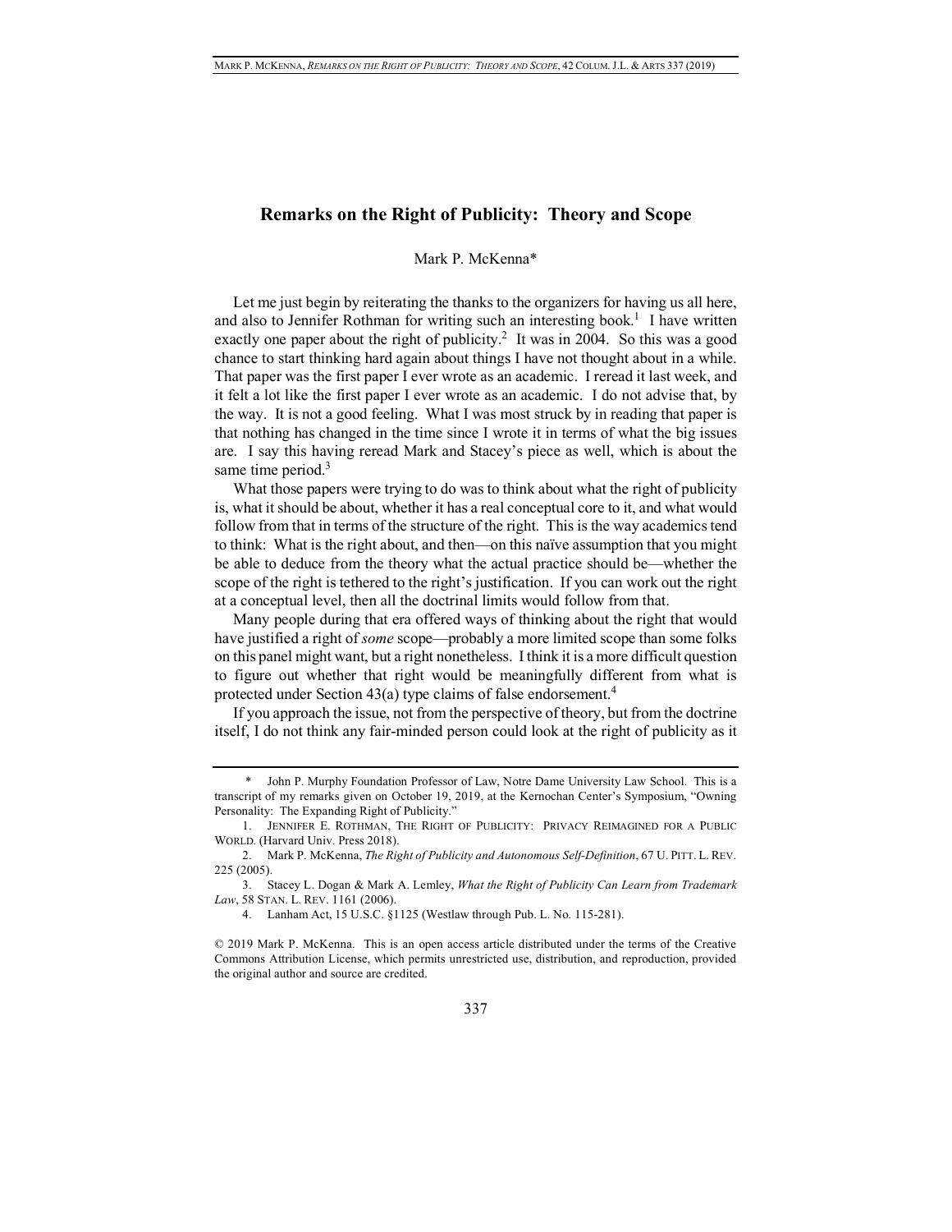# Remarks on the Right of Publicity: Theory and Scope

Mark P. McKenna*

Let me just begin by reiterating the thanks to the organizers for having us all here, and also to Jennifer Rothman for writing such an interesting book.[1] I have written exactly one paper about the right of publicity.[2] It was in 2004. So this was a good chance to start thinking hard again about things I have not thought about in a while. That paper was the first paper I ever wrote as an academic. I reread it last week, and it felt a lot like the first paper I ever wrote as an academic. I do not advise that, by the way. It is not a good feeling. What I was most struck by in reading that paper is that nothing has changed in the time since I wrote it in terms of what the big issues are. I say this having reread Mark and Stacey's piece as well, which is about the same time period.[3]

What those papers were trying to do was to think about what the right of publicity is, what it should be about, whether it has a real conceptual core to it, and what would follow from that in terms of the structure of the right. This is the way academics tend to think: What is the right about, and then—on this naïve assumption that you might be able to deduce from the theory what the actual practice should be—whether the scope of the right is tethered to the right's justification. If you can work out the right at a conceptual level, then all the doctrinal limits would follow from that.

Many people during that era offered ways of thinking about the right that would have justified a right of *some* scope—probably a more limited scope than some folks on this panel might want, but a right nonetheless. I think it is a more difficult question to figure out whether that right would be meaningfully different from what is protected under Section 43(a) type claims of false endorsement.[4]

If you approach the issue, not from the perspective of theory, but from the doctrine itself, I do not think any fair-minded person could look at the right of publicity as it

---

\* John P. Murphy Foundation Professor of Law, Notre Dame University Law School. This is a transcript of my remarks given on October 19, 2019, at the Kernochan Center's Symposium, "Owning Personality: The Expanding Right of Publicity."

1. JENNIFER E. ROTHMAN, THE RIGHT OF PUBLICITY: PRIVACY REIMAGINED FOR A PUBLIC WORLD. (Harvard Univ. Press 2018).

2. Mark P. McKenna, *The Right of Publicity and Autonomous Self-Definition*, 67 U. PITT. L. REV. 225 (2005).

3. Stacey L. Dogan & Mark A. Lemley, *What the Right of Publicity Can Learn from Trademark Law*, 58 STAN. L. REV. 1161 (2006).

4. Lanham Act, 15 U.S.C. §1125 (Westlaw through Pub. L. No. 115-281).

© 2019 Mark P. McKenna. This is an open access article distributed under the terms of the Creative Commons Attribution License, which permits unrestricted use, distribution, and reproduction, provided the original author and source are credited.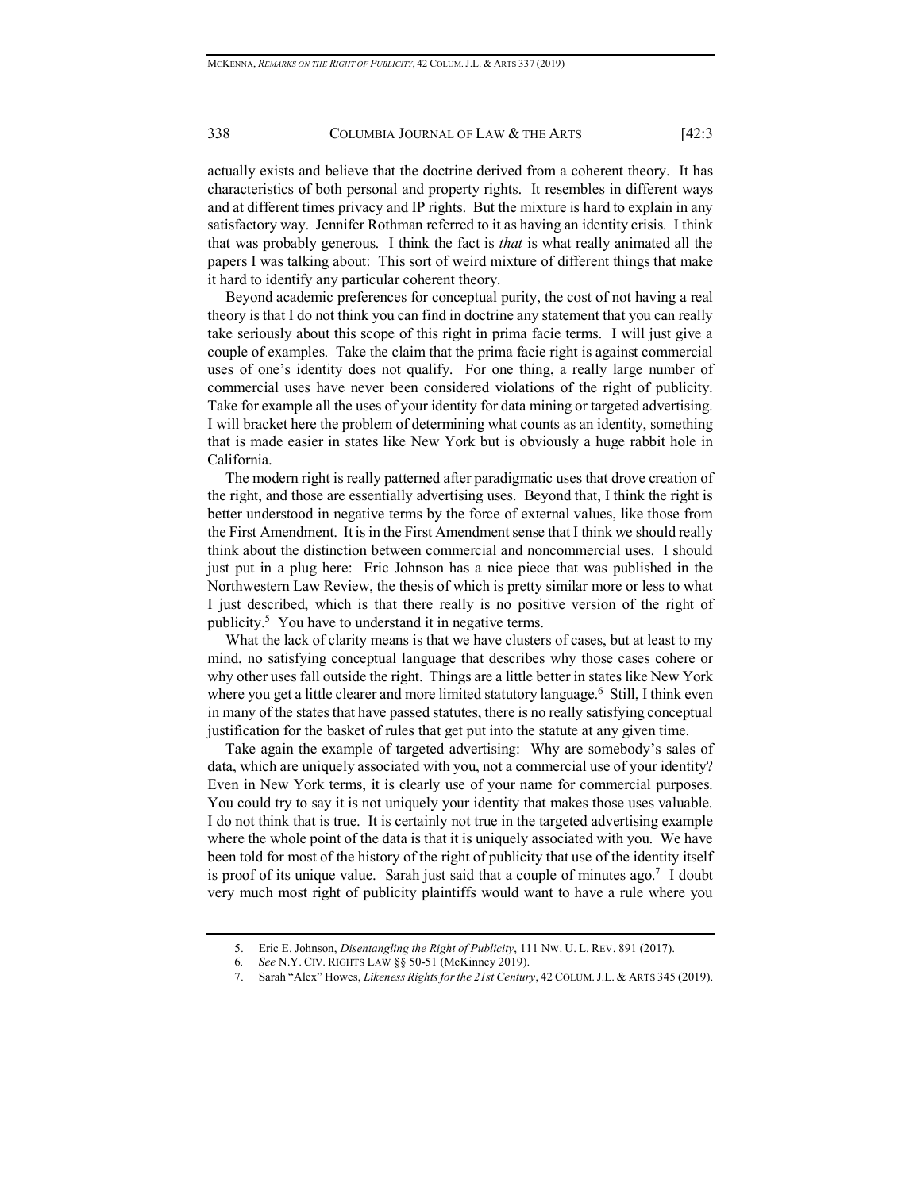actually exists and believe that the doctrine derived from a coherent theory. It has characteristics of both personal and property rights. It resembles in different ways and at different times privacy and IP rights. But the mixture is hard to explain in any satisfactory way. Jennifer Rothman referred to it as having an identity crisis. I think that was probably generous. I think the fact is *that* is what really animated all the papers I was talking about: This sort of weird mixture of different things that make it hard to identify any particular coherent theory.

Beyond academic preferences for conceptual purity, the cost of not having a real theory is that I do not think you can find in doctrine any statement that you can really take seriously about this scope of this right in prima facie terms. I will just give a couple of examples. Take the claim that the prima facie right is against commercial uses of one's identity does not qualify. For one thing, a really large number of commercial uses have never been considered violations of the right of publicity. Take for example all the uses of your identity for data mining or targeted advertising. I will bracket here the problem of determining what counts as an identity, something that is made easier in states like New York but is obviously a huge rabbit hole in California.

The modern right is really patterned after paradigmatic uses that drove creation of the right, and those are essentially advertising uses. Beyond that, I think the right is better understood in negative terms by the force of external values, like those from the First Amendment. It is in the First Amendment sense that I think we should really think about the distinction between commercial and noncommercial uses. I should just put in a plug here: Eric Johnson has a nice piece that was published in the Northwestern Law Review, the thesis of which is pretty similar more or less to what I just described, which is that there really is no positive version of the right of publicity.[5] You have to understand it in negative terms.

What the lack of clarity means is that we have clusters of cases, but at least to my mind, no satisfying conceptual language that describes why those cases cohere or why other uses fall outside the right. Things are a little better in states like New York where you get a little clearer and more limited statutory language.[6] Still, I think even in many of the states that have passed statutes, there is no really satisfying conceptual justification for the basket of rules that get put into the statute at any given time.

Take again the example of targeted advertising: Why are somebody's sales of data, which are uniquely associated with you, not a commercial use of your identity? Even in New York terms, it is clearly use of your name for commercial purposes. You could try to say it is not uniquely your identity that makes those uses valuable. I do not think that is true. It is certainly not true in the targeted advertising example where the whole point of the data is that it is uniquely associated with you. We have been told for most of the history of the right of publicity that use of the identity itself is proof of its unique value. Sarah just said that a couple of minutes ago.[7] I doubt very much most right of publicity plaintiffs would want to have a rule where you

---

5. Eric E. Johnson, *Disentangling the Right of Publicity*, 111 NW. U. L. REV. 891 (2017).

6. *See* N.Y. CIV. RIGHTS LAW §§ 50-51 (McKinney 2019).

7. Sarah "Alex" Howes, *Likeness Rights for the 21st Century*, 42 COLUM. J.L. & ARTS 345 (2019).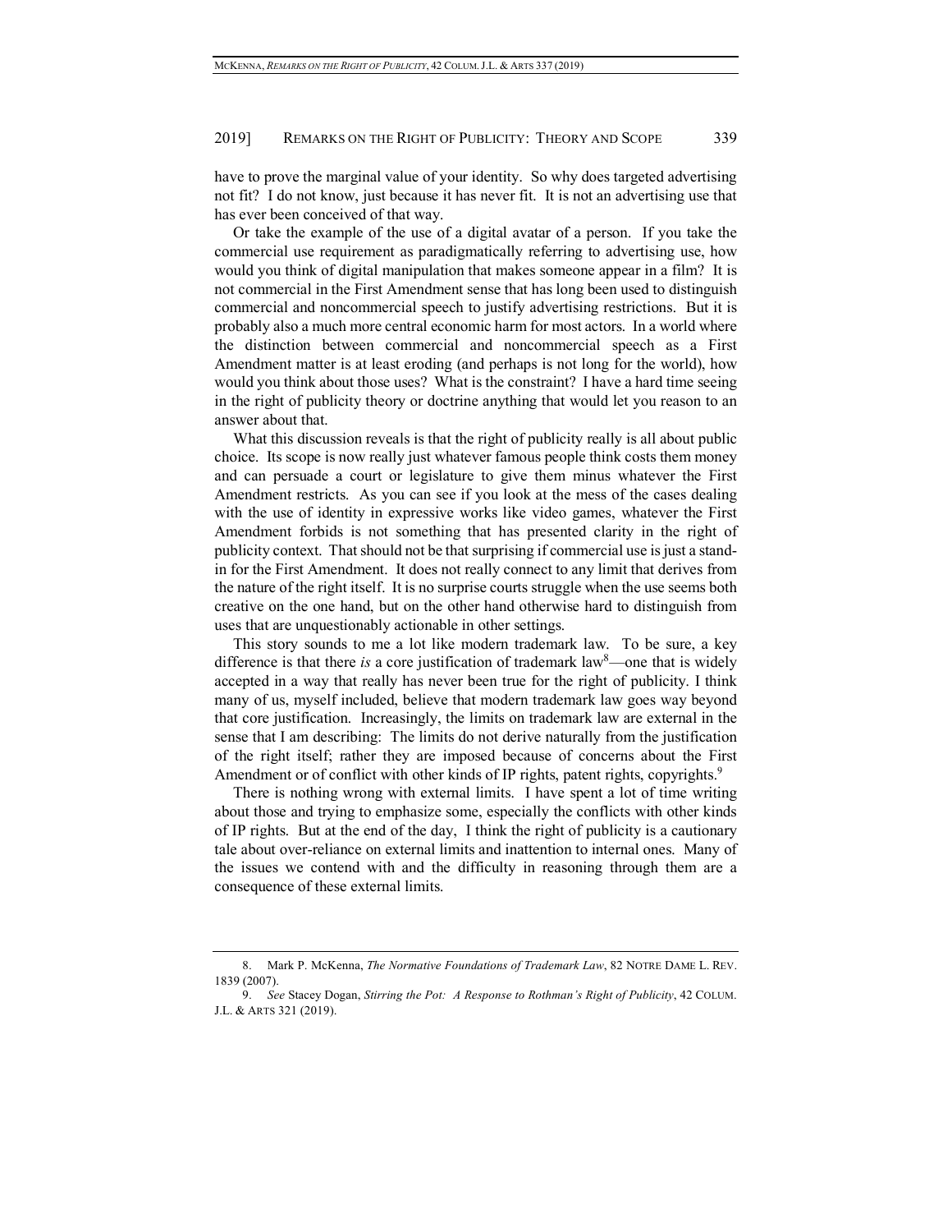have to prove the marginal value of your identity. So why does targeted advertising not fit? I do not know, just because it has never fit. It is not an advertising use that has ever been conceived of that way.

Or take the example of the use of a digital avatar of a person. If you take the commercial use requirement as paradigmatically referring to advertising use, how would you think of digital manipulation that makes someone appear in a film? It is not commercial in the First Amendment sense that has long been used to distinguish commercial and noncommercial speech to justify advertising restrictions. But it is probably also a much more central economic harm for most actors. In a world where the distinction between commercial and noncommercial speech as a First Amendment matter is at least eroding (and perhaps is not long for the world), how would you think about those uses? What is the constraint? I have a hard time seeing in the right of publicity theory or doctrine anything that would let you reason to an answer about that.

What this discussion reveals is that the right of publicity really is all about public choice. Its scope is now really just whatever famous people think costs them money and can persuade a court or legislature to give them minus whatever the First Amendment restricts. As you can see if you look at the mess of the cases dealing with the use of identity in expressive works like video games, whatever the First Amendment forbids is not something that has presented clarity in the right of publicity context. That should not be that surprising if commercial use is just a stand-in for the First Amendment. It does not really connect to any limit that derives from the nature of the right itself. It is no surprise courts struggle when the use seems both creative on the one hand, but on the other hand otherwise hard to distinguish from uses that are unquestionably actionable in other settings.

This story sounds to me a lot like modern trademark law. To be sure, a key difference is that there *is* a core justification of trademark law[8]—one that is widely accepted in a way that really has never been true for the right of publicity. I think many of us, myself included, believe that modern trademark law goes way beyond that core justification. Increasingly, the limits on trademark law are external in the sense that I am describing: The limits do not derive naturally from the justification of the right itself; rather they are imposed because of concerns about the First Amendment or of conflict with other kinds of IP rights, patent rights, copyrights.[9]

There is nothing wrong with external limits. I have spent a lot of time writing about those and trying to emphasize some, especially the conflicts with other kinds of IP rights. But at the end of the day, I think the right of publicity is a cautionary tale about over-reliance on external limits and inattention to internal ones. Many of the issues we contend with and the difficulty in reasoning through them are a consequence of these external limits.

---

8. Mark P. McKenna, *The Normative Foundations of Trademark Law*, 82 NOTRE DAME L. REV. 1839 (2007).

9. *See* Stacey Dogan, *Stirring the Pot: A Response to Rothman's Right of Publicity*, 42 COLUM. J.L. & ARTS 321 (2019).